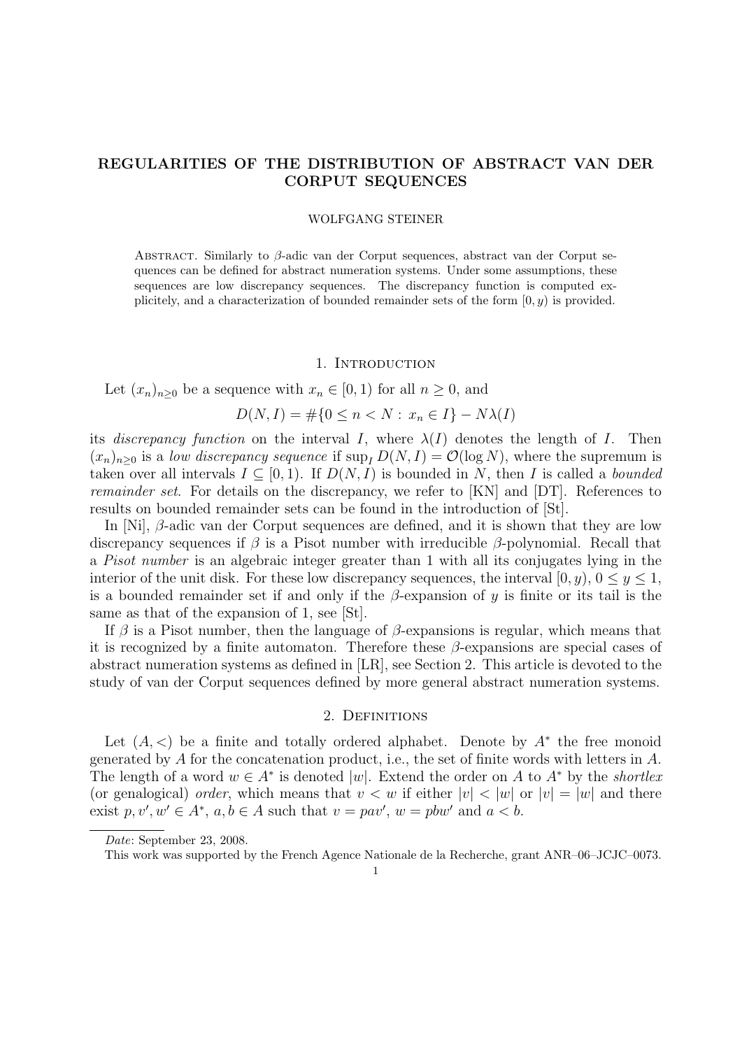# REGULARITIES OF THE DISTRIBUTION OF ABSTRACT VAN DER CORPUT SEQUENCES

WOLFGANG STEINER

Abstract. Similarly to $\beta$-adic van der Corput sequences, abstract van der Corput sequences can be defined for abstract numeration systems. Under some assumptions, these sequences are low discrepancy sequences. The discrepancy function is computed explicitely, and a characterization of bounded remainder sets of the form $[0, y)$ is provided.

## 1. Introduction

Let $(x_n)_{n\geq 0}$ be a sequence with $x_n \in [0, 1)$ for all $n \geq 0$, and

$$D(N, I) = \#\{0 \leq n < N : x_n \in I\} - N\lambda(I)$$

its *discrepancy function* on the interval $I$, where $\lambda(I)$ denotes the length of $I$. Then $(x_n)_{n\geq 0}$ is a *low discrepancy sequence* if $\sup_I D(N, I) = \mathcal{O}(\log N)$, where the supremum is taken over all intervals $I \subseteq [0, 1)$. If $D(N, I)$ is bounded in $N$, then $I$ is called a *bounded remainder set*. For details on the discrepancy, we refer to [KN] and [DT]. References to results on bounded remainder sets can be found in the introduction of [St].

In [Ni], $\beta$-adic van der Corput sequences are defined, and it is shown that they are low discrepancy sequences if $\beta$ is a Pisot number with irreducible $\beta$-polynomial. Recall that a *Pisot number* is an algebraic integer greater than 1 with all its conjugates lying in the interior of the unit disk. For these low discrepancy sequences, the interval $[0, y)$, $0 \leq y \leq 1$, is a bounded remainder set if and only if the $\beta$-expansion of $y$ is finite or its tail is the same as that of the expansion of 1, see [St].

If $\beta$ is a Pisot number, then the language of $\beta$-expansions is regular, which means that it is recognized by a finite automaton. Therefore these $\beta$-expansions are special cases of abstract numeration systems as defined in [LR], see Section 2. This article is devoted to the study of van der Corput sequences defined by more general abstract numeration systems.

## 2. Definitions

Let $(A, <)$ be a finite and totally ordered alphabet. Denote by $A^*$ the free monoid generated by $A$ for the concatenation product, i.e., the set of finite words with letters in $A$. The length of a word $w \in A^*$ is denoted $|w|$. Extend the order on $A$ to $A^*$ by the *shortlex* (or genealogical) *order*, which means that $v < w$ if either $|v| < |w|$ or $|v| = |w|$ and there exist $p, v', w' \in A^*$, $a, b \in A$ such that $v = pav'$, $w = pbw'$ and $a < b$.

*Date*: September 23, 2008.

This work was supported by the French Agence Nationale de la Recherche, grant ANR–06–JCJC–0073.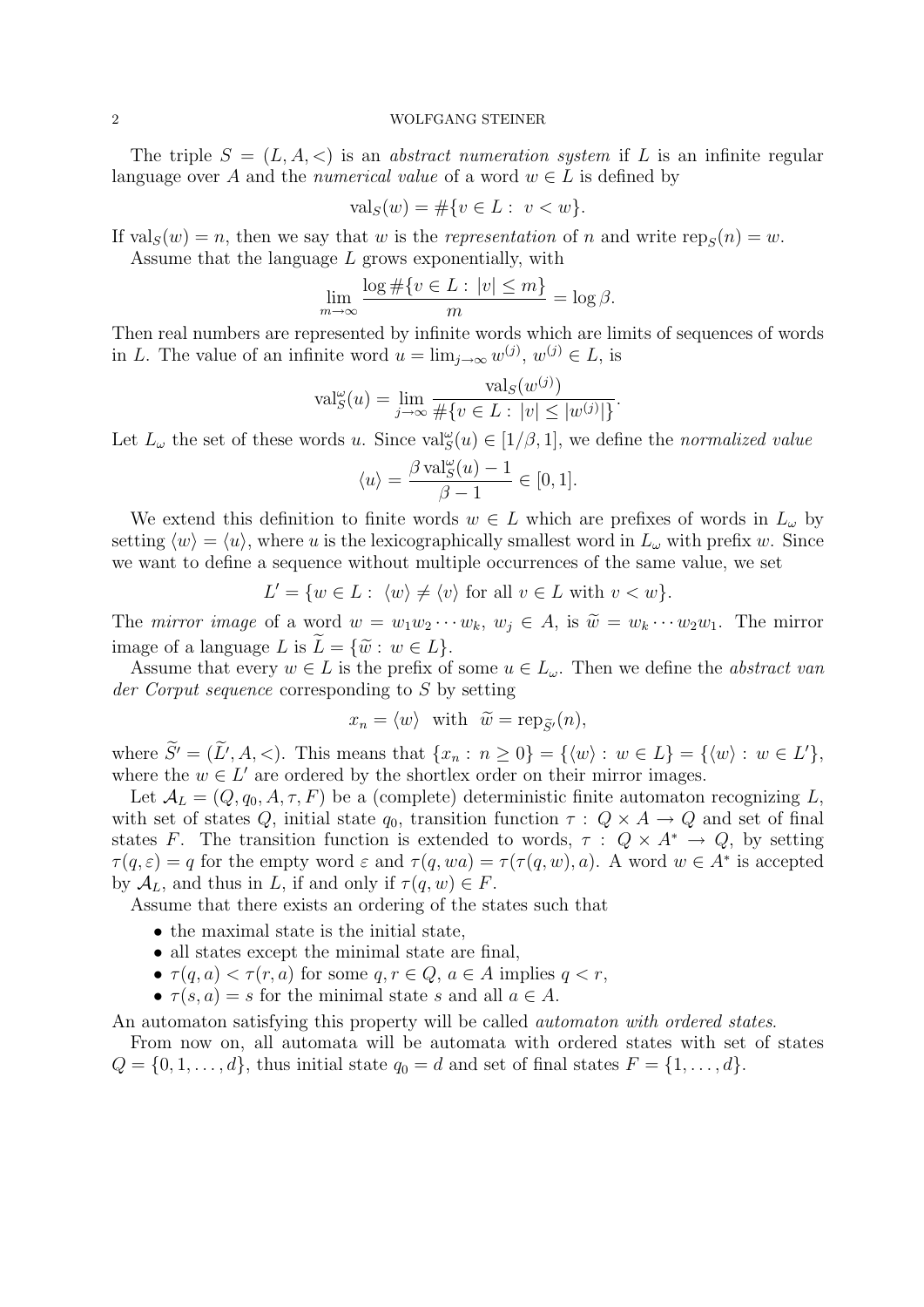The triple $S = (L, A, <)$ is an *abstract numeration system* if $L$ is an infinite regular language over $A$ and the *numerical value* of a word $w \in L$ is defined by

$$\mathrm{val}_S(w) = \#\{v \in L : \; v < w\}.$$

If $\mathrm{val}_S(w) = n$, then we say that $w$ is the *representation* of $n$ and write $\mathrm{rep}_S(n) = w$.

Assume that the language $L$ grows exponentially, with

$$\lim_{m\to\infty} \frac{\log \#\{v \in L : \; |v| \le m\}}{m} = \log \beta.$$

Then real numbers are represented by infinite words which are limits of sequences of words in $L$. The value of an infinite word $u = \lim_{j\to\infty} w^{(j)}$, $w^{(j)} \in L$, is

$$\mathrm{val}_S^\omega(u) = \lim_{j\to\infty} \frac{\mathrm{val}_S(w^{(j)})}{\#\{v \in L : \; |v| \le |w^{(j)}|\}}.$$

Let $L_\omega$ the set of these words $u$. Since $\mathrm{val}_S^\omega(u) \in [1/\beta, 1]$, we define the *normalized value*

$$\langle u \rangle = \frac{\beta \, \mathrm{val}_S^\omega(u) - 1}{\beta - 1} \in [0, 1].$$

We extend this definition to finite words $w \in L$ which are prefixes of words in $L_\omega$ by setting $\langle w \rangle = \langle u \rangle$, where $u$ is the lexicographically smallest word in $L_\omega$ with prefix $w$. Since we want to define a sequence without multiple occurrences of the same value, we set

$$L' = \{w \in L : \; \langle w \rangle \ne \langle v \rangle \text{ for all } v \in L \text{ with } v < w\}.$$

The *mirror image* of a word $w = w_1 w_2 \cdots w_k$, $w_j \in A$, is $\widetilde{w} = w_k \cdots w_2 w_1$. The mirror image of a language $L$ is $\widetilde{L} = \{\widetilde{w} : \; w \in L\}$.

Assume that every $w \in L$ is the prefix of some $u \in L_\omega$. Then we define the *abstract van der Corput sequence* corresponding to $S$ by setting

$$x_n = \langle w \rangle \quad \text{with} \quad \widetilde{w} = \mathrm{rep}_{\widetilde{S}'}(n),$$

where $\widetilde{S}' = (\widetilde{L}', A, <)$. This means that $\{x_n : \; n \ge 0\} = \{\langle w \rangle : \; w \in L\} = \{\langle w \rangle : \; w \in L'\}$, where the $w \in L'$ are ordered by the shortlex order on their mirror images.

Let $\mathcal{A}_L = (Q, q_0, A, \tau, F)$ be a (complete) deterministic finite automaton recognizing $L$, with set of states $Q$, initial state $q_0$, transition function $\tau : \; Q \times A \to Q$ and set of final states $F$. The transition function is extended to words, $\tau : \; Q \times A^* \to Q$, by setting $\tau(q, \varepsilon) = q$ for the empty word $\varepsilon$ and $\tau(q, wa) = \tau(\tau(q, w), a)$. A word $w \in A^*$ is accepted by $\mathcal{A}_L$, and thus in $L$, if and only if $\tau(q, w) \in F$.

Assume that there exists an ordering of the states such that

- the maximal state is the initial state,
- all states except the minimal state are final,
- $\tau(q, a) < \tau(r, a)$ for some $q, r \in Q$, $a \in A$ implies $q < r$,
- $\tau(s, a) = s$ for the minimal state $s$ and all $a \in A$.

An automaton satisfying this property will be called *automaton with ordered states*.

From now on, all automata will be automata with ordered states with set of states $Q = \{0, 1, \ldots, d\}$, thus initial state $q_0 = d$ and set of final states $F = \{1, \ldots, d\}$.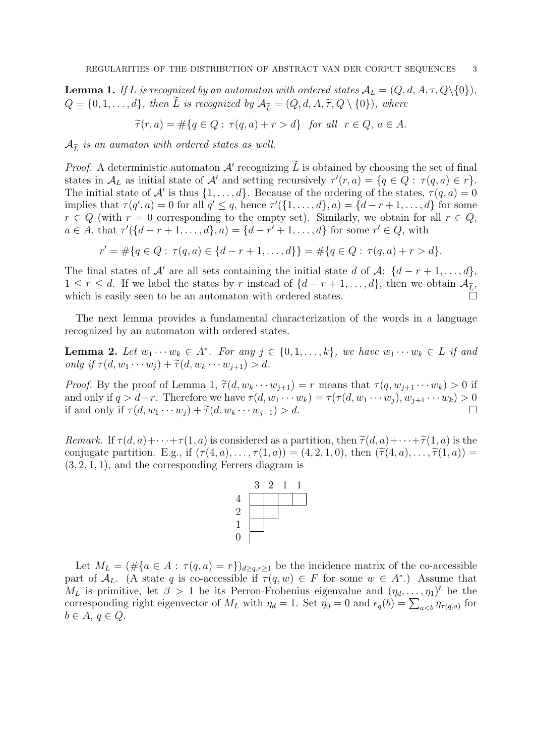**Lemma 1.** *If $L$ is recognized by an automaton with ordered states $\mathcal{A}_L = (Q, d, A, \tau, Q \setminus \{0\})$, $Q = \{0, 1, \ldots, d\}$, then $\widetilde{L}$ is recognized by $\mathcal{A}_{\widetilde{L}} = (Q, d, A, \widetilde{\tau}, Q \setminus \{0\})$, where*

$$\widetilde{\tau}(r, a) = \#\{q \in Q : \tau(q, a) + r > d\} \quad \text{for all} \quad r \in Q,\, a \in A.$$

*$\mathcal{A}_{\widetilde{L}}$ is an aumaton with ordered states as well.*

*Proof.* A deterministic automaton $\mathcal{A}'$ recognizing $\widetilde{L}$ is obtained by choosing the set of final states in $\mathcal{A}_L$ as initial state of $\mathcal{A}'$ and setting recursively $\tau'(r, a) = \{q \in Q : \tau(q, a) \in r\}$. The initial state of $\mathcal{A}'$ is thus $\{1, \ldots, d\}$. Because of the ordering of the states, $\tau(q, a) = 0$ implies that $\tau(q', a) = 0$ for all $q' \le q$, hence $\tau'(\{1, \ldots, d\}, a) = \{d - r + 1, \ldots, d\}$ for some $r \in Q$ (with $r = 0$ corresponding to the empty set). Similarly, we obtain for all $r \in Q$, $a \in A$, that $\tau'(\{d - r + 1, \ldots, d\}, a) = \{d - r' + 1, \ldots, d\}$ for some $r' \in Q$, with

$$r' = \#\{q \in Q : \tau(q, a) \in \{d - r + 1, \ldots, d\}\} = \#\{q \in Q : \tau(q, a) + r > d\}.$$

The final states of $\mathcal{A}'$ are all sets containing the initial state $d$ of $\mathcal{A}$: $\{d - r + 1, \ldots, d\}$, $1 \le r \le d$. If we label the states by $r$ instead of $\{d - r + 1, \ldots, d\}$, then we obtain $\mathcal{A}_{\widetilde{L}}$, which is easily seen to be an automaton with ordered states. $\square$

The next lemma provides a fundamental characterization of the words in a language recognized by an automaton with ordered states.

**Lemma 2.** *Let $w_1 \cdots w_k \in A^*$. For any $j \in \{0, 1, \ldots, k\}$, we have $w_1 \cdots w_k \in L$ if and only if $\tau(d, w_1 \cdots w_j) + \widetilde{\tau}(d, w_k \cdots w_{j+1}) > d$.*

*Proof.* By the proof of Lemma 1, $\widetilde{\tau}(d, w_k \cdots w_{j+1}) = r$ means that $\tau(q, w_{j+1} \cdots w_k) > 0$ if and only if $q > d - r$. Therefore we have $\tau(d, w_1 \cdots w_k) = \tau(\tau(d, w_1 \cdots w_j), w_{j+1} \cdots w_k) > 0$ if and only if $\tau(d, w_1 \cdots w_j) + \widetilde{\tau}(d, w_k \cdots w_{j+1}) > d$. $\square$

*Remark.* If $\tau(d, a) + \cdots + \tau(1, a)$ is considered as a partition, then $\widetilde{\tau}(d, a) + \cdots + \widetilde{\tau}(1, a)$ is the conjugate partition. E.g., if $(\tau(4, a), \ldots, \tau(1, a)) = (4, 2, 1, 0)$, then $(\widetilde{\tau}(4, a), \ldots, \widetilde{\tau}(1, a)) = (3, 2, 1, 1)$, and the corresponding Ferrers diagram is

|   | 3 | 2 | 1 | 1 |
|---|---|---|---|---|
| 4 | □ | □ | □ | □ |
| 2 | □ | □ |   |   |
| 1 | □ |   |   |   |
| 0 |   |   |   |   |

Let $M_L = (\#\{a \in A : \tau(q, a) = r\})_{d \ge q, r \ge 1}$ be the incidence matrix of the co-accessible part of $\mathcal{A}_L$. (A state $q$ is co-accessible if $\tau(q, w) \in F$ for some $w \in A^*$.) Assume that $M_L$ is primitive, let $\beta > 1$ be its Perron-Frobenius eigenvalue and $(\eta_d, \ldots, \eta_1)^t$ be the corresponding right eigenvector of $M_L$ with $\eta_d = 1$. Set $\eta_0 = 0$ and $\epsilon_q(b) = \sum_{a < b} \eta_{\tau(q,a)}$ for $b \in A$, $q \in Q$.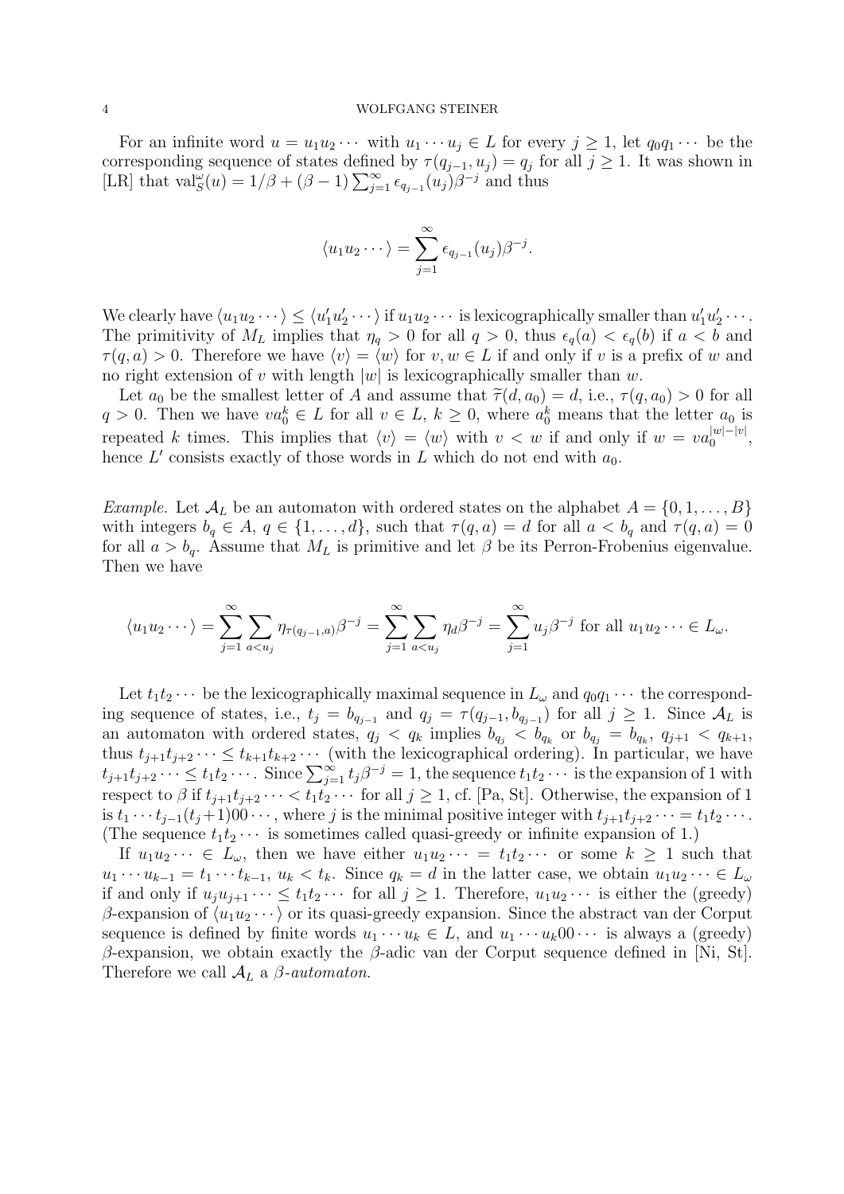For an infinite word $u = u_1 u_2 \cdots$ with $u_1 \cdots u_j \in L$ for every $j \geq 1$, let $q_0 q_1 \cdots$ be the corresponding sequence of states defined by $\tau(q_{j-1}, u_j) = q_j$ for all $j \geq 1$. It was shown in [LR] that $\mathrm{val}_S^\omega(u) = 1/\beta + (\beta - 1) \sum_{j=1}^\infty \epsilon_{q_{j-1}}(u_j) \beta^{-j}$ and thus

$$\langle u_1 u_2 \cdots \rangle = \sum_{j=1}^\infty \epsilon_{q_{j-1}}(u_j) \beta^{-j}.$$

We clearly have $\langle u_1 u_2 \cdots \rangle \leq \langle u_1' u_2' \cdots \rangle$ if $u_1 u_2 \cdots$ is lexicographically smaller than $u_1' u_2' \cdots$. The primitivity of $M_L$ implies that $\eta_q > 0$ for all $q > 0$, thus $\epsilon_q(a) < \epsilon_q(b)$ if $a < b$ and $\tau(q, a) > 0$. Therefore we have $\langle v \rangle = \langle w \rangle$ for $v, w \in L$ if and only if $v$ is a prefix of $w$ and no right extension of $v$ with length $|w|$ is lexicographically smaller than $w$.

Let $a_0$ be the smallest letter of $A$ and assume that $\widetilde{\tau}(d, a_0) = d$, i.e., $\tau(q, a_0) > 0$ for all $q > 0$. Then we have $v a_0^k \in L$ for all $v \in L$, $k \geq 0$, where $a_0^k$ means that the letter $a_0$ is repeated $k$ times. This implies that $\langle v \rangle = \langle w \rangle$ with $v < w$ if and only if $w = v a_0^{|w|-|v|}$, hence $L'$ consists exactly of those words in $L$ which do not end with $a_0$.

*Example.* Let $\mathcal{A}_L$ be an automaton with ordered states on the alphabet $A = \{0, 1, \ldots, B\}$ with integers $b_q \in A$, $q \in \{1, \ldots, d\}$, such that $\tau(q, a) = d$ for all $a < b_q$ and $\tau(q, a) = 0$ for all $a > b_q$. Assume that $M_L$ is primitive and let $\beta$ be its Perron-Frobenius eigenvalue. Then we have

$$\langle u_1 u_2 \cdots \rangle = \sum_{j=1}^\infty \sum_{a < u_j} \eta_{\tau(q_{j-1}, a)} \beta^{-j} = \sum_{j=1}^\infty \sum_{a < u_j} \eta_d \beta^{-j} = \sum_{j=1}^\infty u_j \beta^{-j} \text{ for all } u_1 u_2 \cdots \in L_\omega.$$

Let $t_1 t_2 \cdots$ be the lexicographically maximal sequence in $L_\omega$ and $q_0 q_1 \cdots$ the corresponding sequence of states, i.e., $t_j = b_{q_{j-1}}$ and $q_j = \tau(q_{j-1}, b_{q_{j-1}})$ for all $j \geq 1$. Since $\mathcal{A}_L$ is an automaton with ordered states, $q_j < q_k$ implies $b_{q_j} < b_{q_k}$ or $b_{q_j} = b_{q_k}$, $q_{j+1} < q_{k+1}$, thus $t_{j+1} t_{j+2} \cdots \leq t_{k+1} t_{k+2} \cdots$ (with the lexicographical ordering). In particular, we have $t_{j+1} t_{j+2} \cdots \leq t_1 t_2 \cdots$. Since $\sum_{j=1}^\infty t_j \beta^{-j} = 1$, the sequence $t_1 t_2 \cdots$ is the expansion of 1 with respect to $\beta$ if $t_{j+1} t_{j+2} \cdots < t_1 t_2 \cdots$ for all $j \geq 1$, cf. [Pa, St]. Otherwise, the expansion of 1 is $t_1 \cdots t_{j-1}(t_j + 1) 00 \cdots$, where $j$ is the minimal positive integer with $t_{j+1} t_{j+2} \cdots = t_1 t_2 \cdots$. (The sequence $t_1 t_2 \cdots$ is sometimes called quasi-greedy or infinite expansion of 1.)

If $u_1 u_2 \cdots \in L_\omega$, then we have either $u_1 u_2 \cdots = t_1 t_2 \cdots$ or some $k \geq 1$ such that $u_1 \cdots u_{k-1} = t_1 \cdots t_{k-1}$, $u_k < t_k$. Since $q_k = d$ in the latter case, we obtain $u_1 u_2 \cdots \in L_\omega$ if and only if $u_j u_{j+1} \cdots \leq t_1 t_2 \cdots$ for all $j \geq 1$. Therefore, $u_1 u_2 \cdots$ is either the (greedy) $\beta$-expansion of $\langle u_1 u_2 \cdots \rangle$ or its quasi-greedy expansion. Since the abstract van der Corput sequence is defined by finite words $u_1 \cdots u_k \in L$, and $u_1 \cdots u_k 00 \cdots$ is always a (greedy) $\beta$-expansion, we obtain exactly the $\beta$-adic van der Corput sequence defined in [Ni, St]. Therefore we call $\mathcal{A}_L$ a *$\beta$-automaton*.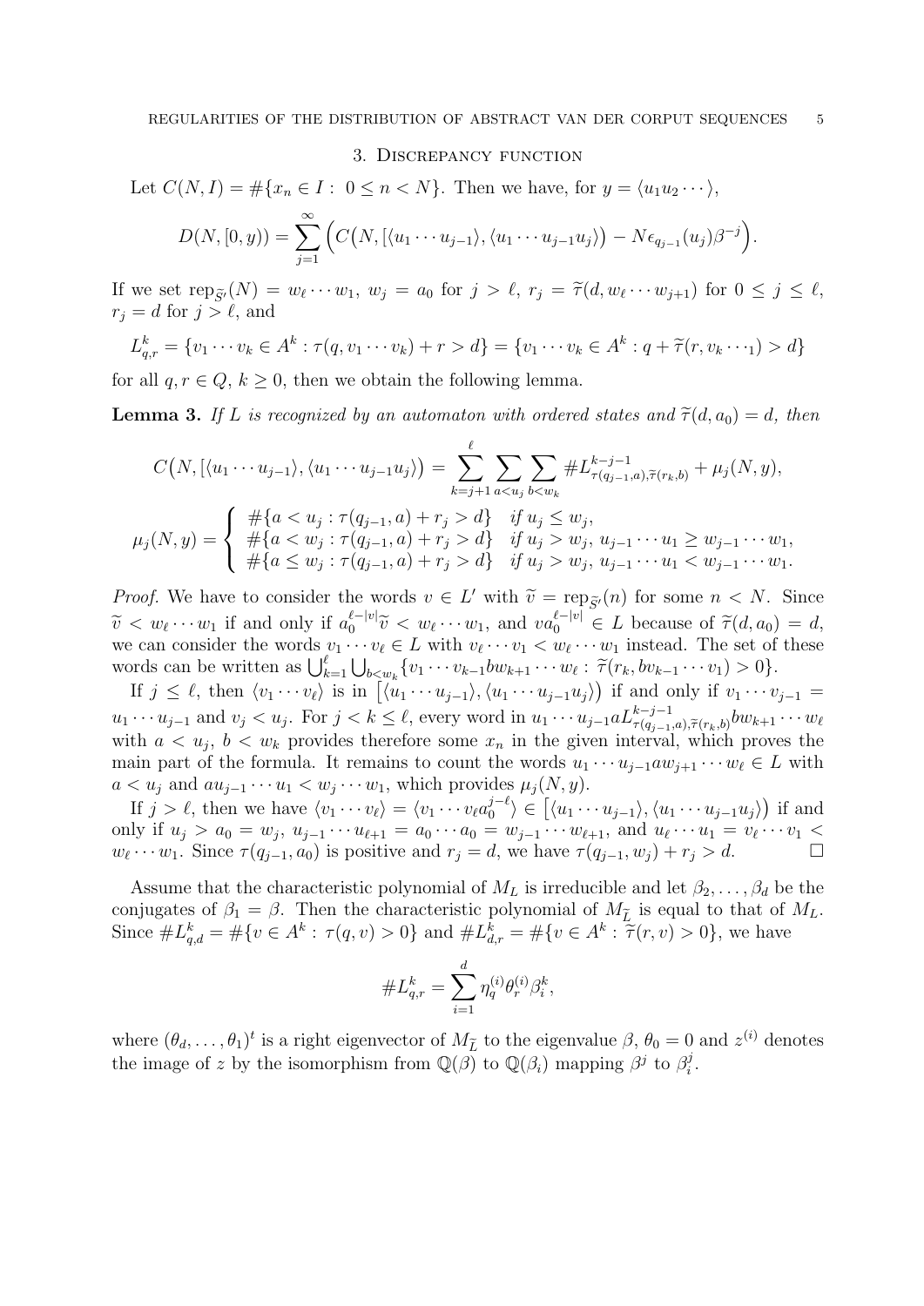## 3. Discrepancy function

Let $C(N, I) = \#\{x_n \in I : 0 \le n < N\}$. Then we have, for $y = \langle u_1 u_2 \cdots \rangle$,

$$D(N, [0, y)) = \sum_{j=1}^{\infty} \Big( C\big(N, [\langle u_1 \cdots u_{j-1} \rangle, \langle u_1 \cdots u_{j-1} u_j \rangle\big) - N \epsilon_{q_{j-1}}(u_j) \beta^{-j} \Big).$$

If we set $\mathrm{rep}_{\widetilde{S}'}(N) = w_\ell \cdots w_1$, $w_j = a_0$ for $j > \ell$, $r_j = \widetilde{\tau}(d, w_\ell \cdots w_{j+1})$ for $0 \le j \le \ell$, $r_j = d$ for $j > \ell$, and

$$L_{q,r}^k = \{v_1 \cdots v_k \in A^k : \tau(q, v_1 \cdots v_k) + r > d\} = \{v_1 \cdots v_k \in A^k : q + \widetilde{\tau}(r, v_k \cdots {}_1) > d\}$$

for all $q, r \in Q$, $k \ge 0$, then we obtain the following lemma.

**Lemma 3.** *If $L$ is recognized by an automaton with ordered states and $\widetilde{\tau}(d, a_0) = d$, then*

$$C\big(N, [\langle u_1 \cdots u_{j-1} \rangle, \langle u_1 \cdots u_{j-1} u_j \rangle\big) = \sum_{k=j+1}^{\ell} \sum_{a < u_j} \sum_{b < w_k} \# L_{\tau(q_{j-1}, a), \widetilde{\tau}(r_k, b)}^{k-j-1} + \mu_j(N, y),$$

$$\mu_j(N, y) = \begin{cases} \#\{a < u_j : \tau(q_{j-1}, a) + r_j > d\} & \text{if } u_j \le w_j, \\ \#\{a < w_j : \tau(q_{j-1}, a) + r_j > d\} & \text{if } u_j > w_j,\ u_{j-1} \cdots u_1 \ge w_{j-1} \cdots w_1, \\ \#\{a \le w_j : \tau(q_{j-1}, a) + r_j > d\} & \text{if } u_j > w_j,\ u_{j-1} \cdots u_1 < w_{j-1} \cdots w_1. \end{cases}$$

*Proof.* We have to consider the words $v \in L'$ with $\widetilde{v} = \mathrm{rep}_{\widetilde{S}'}(n)$ for some $n < N$. Since $\widetilde{v} < w_\ell \cdots w_1$ if and only if $a_0^{\ell - |v|} \widetilde{v} < w_\ell \cdots w_1$, and $v a_0^{\ell - |v|} \in L$ because of $\widetilde{\tau}(d, a_0) = d$, we can consider the words $v_1 \cdots v_\ell \in L$ with $v_\ell \cdots v_1 < w_\ell \cdots w_1$ instead. The set of these words can be written as $\bigcup_{k=1}^{\ell} \bigcup_{b < w_k} \{v_1 \cdots v_{k-1} b w_{k+1} \cdots w_\ell : \widetilde{\tau}(r_k, b v_{k-1} \cdots v_1) > 0\}$.

If $j \le \ell$, then $\langle v_1 \cdots v_\ell \rangle$ is in $\big[\langle u_1 \cdots u_{j-1} \rangle, \langle u_1 \cdots u_{j-1} u_j \rangle\big)$ if and only if $v_1 \cdots v_{j-1} = u_1 \cdots u_{j-1}$ and $v_j < u_j$. For $j < k \le \ell$, every word in $u_1 \cdots u_{j-1} a L_{\tau(q_{j-1}, a), \widetilde{\tau}(r_k, b)}^{k-j-1} b w_{k+1} \cdots w_\ell$ with $a < u_j$, $b < w_k$ provides therefore some $x_n$ in the given interval, which proves the main part of the formula. It remains to count the words $u_1 \cdots u_{j-1} a w_{j+1} \cdots w_\ell \in L$ with $a < u_j$ and $a u_{j-1} \cdots u_1 < w_j \cdots w_1$, which provides $\mu_j(N, y)$.

If $j > \ell$, then we have $\langle v_1 \cdots v_\ell \rangle = \langle v_1 \cdots v_\ell a_0^{j-\ell} \rangle \in \big[\langle u_1 \cdots u_{j-1} \rangle, \langle u_1 \cdots u_{j-1} u_j \rangle\big)$ if and only if $u_j > a_0 = w_j$, $u_{j-1} \cdots u_{\ell+1} = a_0 \cdots a_0 = w_{j-1} \cdots w_{\ell+1}$, and $u_\ell \cdots u_1 = v_\ell \cdots v_1 < w_\ell \cdots w_1$. Since $\tau(q_{j-1}, a_0)$ is positive and $r_j = d$, we have $\tau(q_{j-1}, w_j) + r_j > d$. $\square$

Assume that the characteristic polynomial of $M_L$ is irreducible and let $\beta_2, \ldots, \beta_d$ be the conjugates of $\beta_1 = \beta$. Then the characteristic polynomial of $M_{\widetilde{L}}$ is equal to that of $M_L$. Since $\# L_{q,d}^k = \#\{v \in A^k : \tau(q, v) > 0\}$ and $\# L_{d,r}^k = \#\{v \in A^k : \widetilde{\tau}(r, v) > 0\}$, we have

$$\# L_{q,r}^k = \sum_{i=1}^{d} \eta_q^{(i)} \theta_r^{(i)} \beta_i^k,$$

where $(\theta_d, \ldots, \theta_1)^t$ is a right eigenvector of $M_{\widetilde{L}}$ to the eigenvalue $\beta$, $\theta_0 = 0$ and $z^{(i)}$ denotes the image of $z$ by the isomorphism from $\mathbb{Q}(\beta)$ to $\mathbb{Q}(\beta_i)$ mapping $\beta^j$ to $\beta_i^j$.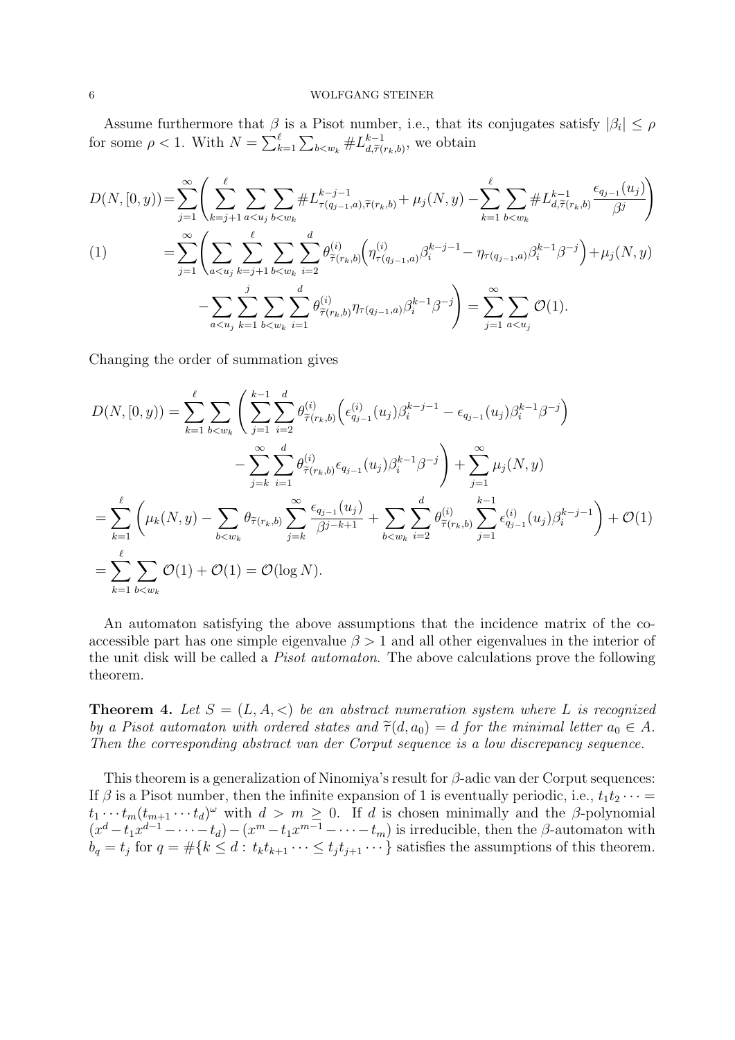Assume furthermore that $\beta$ is a Pisot number, i.e., that its conjugates satisfy $|\beta_i| \le \rho$ for some $\rho < 1$. With $N = \sum_{k=1}^{\ell} \sum_{b<w_k} \# L^{k-1}_{d,\widetilde{\tau}(r_k,b)}$, we obtain

$$
\begin{aligned}
D(N,[0,y)) &= \sum_{j=1}^{\infty} \Bigg( \sum_{k=j+1}^{\ell} \sum_{a<u_j} \sum_{b<w_k} \# L^{k-j-1}_{\tau(q_{j-1},a),\widetilde{\tau}(r_k,b)} + \mu_j(N,y) - \sum_{k=1}^{\ell} \sum_{b<w_k} \# L^{k-1}_{d,\widetilde{\tau}(r_k,b)} \frac{\epsilon_{q_{j-1}}(u_j)}{\beta^j} \Bigg) \\
&= \sum_{j=1}^{\infty} \Bigg( \sum_{a<u_j} \sum_{k=j+1}^{\ell} \sum_{b<w_k} \sum_{i=2}^{d} \theta^{(i)}_{\widetilde{\tau}(r_k,b)} \Big( \eta^{(i)}_{\tau(q_{j-1},a)} \beta_i^{k-j-1} - \eta_{\tau(q_{j-1},a)} \beta_i^{k-1} \beta^{-j} \Big) + \mu_j(N,y) \\
&\qquad - \sum_{a<u_j} \sum_{k=1}^{j} \sum_{b<w_k} \sum_{i=1}^{d} \theta^{(i)}_{\widetilde{\tau}(r_k,b)} \eta_{\tau(q_{j-1},a)} \beta_i^{k-1} \beta^{-j} \Bigg) = \sum_{j=1}^{\infty} \sum_{a<u_j} \mathcal{O}(1).
\end{aligned} \tag{1}
$$

Changing the order of summation gives

$$
\begin{aligned}
D(N,[0,y)) &= \sum_{k=1}^{\ell} \sum_{b<w_k} \Bigg( \sum_{j=1}^{k-1} \sum_{i=2}^{d} \theta^{(i)}_{\widetilde{\tau}(r_k,b)} \Big( \epsilon^{(i)}_{q_{j-1}}(u_j) \beta_i^{k-j-1} - \epsilon_{q_{j-1}}(u_j) \beta_i^{k-1} \beta^{-j} \Big) \\
&\qquad - \sum_{j=k}^{\infty} \sum_{i=1}^{d} \theta^{(i)}_{\widetilde{\tau}(r_k,b)} \epsilon_{q_{j-1}}(u_j) \beta_i^{k-1} \beta^{-j} \Bigg) + \sum_{j=1}^{\infty} \mu_j(N,y) \\
&= \sum_{k=1}^{\ell} \Bigg( \mu_k(N,y) - \sum_{b<w_k} \theta_{\widetilde{\tau}(r_k,b)} \sum_{j=k}^{\infty} \frac{\epsilon_{q_{j-1}}(u_j)}{\beta^{j-k+1}} + \sum_{b<w_k} \sum_{i=2}^{d} \theta^{(i)}_{\widetilde{\tau}(r_k,b)} \sum_{j=1}^{k-1} \epsilon^{(i)}_{q_{j-1}}(u_j) \beta_i^{k-j-1} \Bigg) + \mathcal{O}(1) \\
&= \sum_{k=1}^{\ell} \sum_{b<w_k} \mathcal{O}(1) + \mathcal{O}(1) = \mathcal{O}(\log N).
\end{aligned}
$$

An automaton satisfying the above assumptions that the incidence matrix of the co-accessible part has one simple eigenvalue $\beta > 1$ and all other eigenvalues in the interior of the unit disk will be called a *Pisot automaton*. The above calculations prove the following theorem.

**Theorem 4.** *Let $S = (L, A, <)$ be an abstract numeration system where $L$ is recognized by a Pisot automaton with ordered states and $\widetilde{\tau}(d, a_0) = d$ for the minimal letter $a_0 \in A$. Then the corresponding abstract van der Corput sequence is a low discrepancy sequence.*

This theorem is a generalization of Ninomiya's result for $\beta$-adic van der Corput sequences: If $\beta$ is a Pisot number, then the infinite expansion of 1 is eventually periodic, i.e., $t_1 t_2 \cdots = t_1 \cdots t_m (t_{m+1} \cdots t_d)^\omega$ with $d > m \ge 0$. If $d$ is chosen minimally and the $\beta$-polynomial $(x^d - t_1 x^{d-1} - \cdots - t_d) - (x^m - t_1 x^{m-1} - \cdots - t_m)$ is irreducible, then the $\beta$-automaton with $b_q = t_j$ for $q = \#\{k \le d : t_k t_{k+1} \cdots \le t_j t_{j+1} \cdots\}$ satisfies the assumptions of this theorem.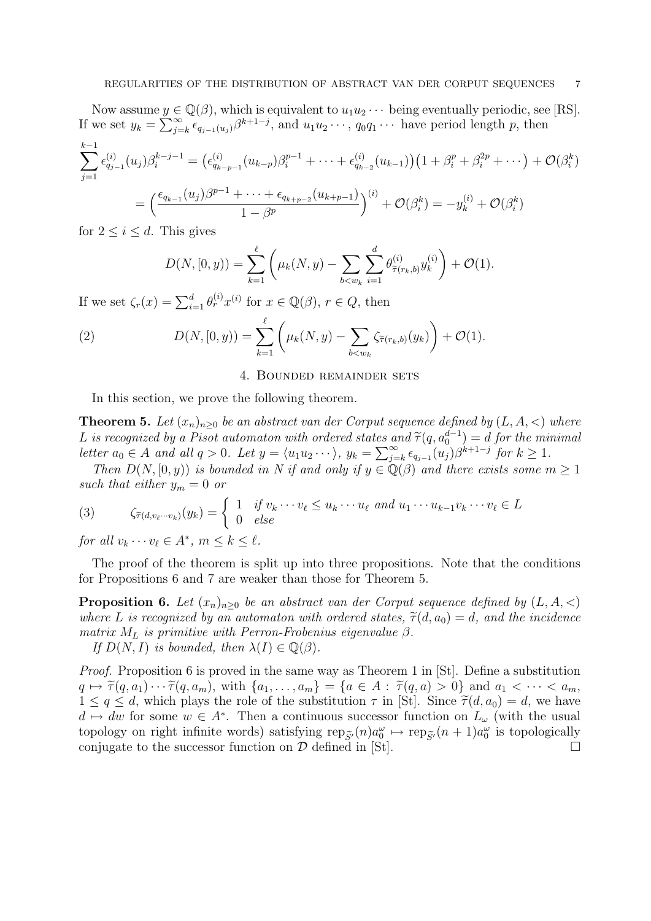Now assume $y \in \mathbb{Q}(\beta)$, which is equivalent to $u_1 u_2 \cdots$ being eventually periodic, see [RS]. If we set $y_k = \sum_{j=k}^{\infty} \epsilon_{q_{j-1}(u_j)} \beta^{k+1-j}$, and $u_1 u_2 \cdots$, $q_0 q_1 \cdots$ have period length $p$, then

$$
\begin{aligned}
\sum_{j=1}^{k-1} \epsilon_{q_{j-1}}^{(i)}(u_j) \beta_i^{k-j-1} &= \big(\epsilon_{q_{k-p-1}}^{(i)}(u_{k-p}) \beta_i^{p-1} + \cdots + \epsilon_{q_{k-2}}^{(i)}(u_{k-1})\big)\big(1 + \beta_i^p + \beta_i^{2p} + \cdots\big) + \mathcal{O}(\beta_i^k) \\
&= \Big(\frac{\epsilon_{q_{k-1}}(u_j)\beta^{p-1} + \cdots + \epsilon_{q_{k+p-2}}(u_{k+p-1})}{1 - \beta^p}\Big)^{(i)} + \mathcal{O}(\beta_i^k) = -y_k^{(i)} + \mathcal{O}(\beta_i^k)
\end{aligned}
$$

for $2 \le i \le d$. This gives

$$
D(N, [0, y)) = \sum_{k=1}^{\ell} \left( \mu_k(N, y) - \sum_{b < w_k} \sum_{i=1}^{d} \theta_{\widetilde{\tau}(r_k, b)}^{(i)} y_k^{(i)} \right) + \mathcal{O}(1).
$$

If we set $\zeta_r(x) = \sum_{i=1}^d \theta_r^{(i)} x^{(i)}$ for $x \in \mathbb{Q}(\beta)$, $r \in Q$, then

$$
D(N, [0, y)) = \sum_{k=1}^{\ell} \left( \mu_k(N, y) - \sum_{b < w_k} \zeta_{\widetilde{\tau}(r_k, b)}(y_k) \right) + \mathcal{O}(1). \tag{2}
$$

## 4. Bounded remainder sets

In this section, we prove the following theorem.

**Theorem 5.** *Let $(x_n)_{n \ge 0}$ be an abstract van der Corput sequence defined by $(L, A, <)$ where $L$ is recognized by a Pisot automaton with ordered states and $\widetilde{\tau}(q, a_0^{d-1}) = d$ for the minimal letter $a_0 \in A$ and all $q > 0$. Let $y = \langle u_1 u_2 \cdots \rangle$, $y_k = \sum_{j=k}^{\infty} \epsilon_{q_{j-1}}(u_j) \beta^{k+1-j}$ for $k \ge 1$.*

*Then $D(N, [0, y))$ is bounded in $N$ if and only if $y \in \mathbb{Q}(\beta)$ and there exists some $m \ge 1$ such that either $y_m = 0$ or*

$$
\zeta_{\widetilde{\tau}(d, v_\ell \cdots v_k)}(y_k) = \begin{cases} 1 & \text{if } v_k \cdots v_\ell \le u_k \cdots u_\ell \text{ and } u_1 \cdots u_{k-1} v_k \cdots v_\ell \in L \\ 0 & \text{else} \end{cases} \tag{3}
$$

*for all $v_k \cdots v_\ell \in A^*$, $m \le k \le \ell$.*

The proof of the theorem is split up into three propositions. Note that the conditions for Propositions 6 and 7 are weaker than those for Theorem 5.

**Proposition 6.** *Let $(x_n)_{n \ge 0}$ be an abstract van der Corput sequence defined by $(L, A, <)$ where $L$ is recognized by an automaton with ordered states, $\widetilde{\tau}(d, a_0) = d$, and the incidence matrix $M_L$ is primitive with Perron-Frobenius eigenvalue $\beta$.*

*If $D(N, I)$ is bounded, then $\lambda(I) \in \mathbb{Q}(\beta)$.*

*Proof.* Proposition 6 is proved in the same way as Theorem 1 in [St]. Define a substitution $q \mapsto \widetilde{\tau}(q, a_1) \cdots \widetilde{\tau}(q, a_m)$, with $\{a_1, \ldots, a_m\} = \{a \in A : \widetilde{\tau}(q, a) > 0\}$ and $a_1 < \cdots < a_m$, $1 \le q \le d$, which plays the role of the substitution $\tau$ in [St]. Since $\widetilde{\tau}(d, a_0) = d$, we have $d \mapsto dw$ for some $w \in A^*$. Then a continuous successor function on $L_\omega$ (with the usual topology on right infinite words) satisfying $\mathrm{rep}_{\widetilde{S}'}(n) a_0^\omega \mapsto \mathrm{rep}_{\widetilde{S}'}(n+1) a_0^\omega$ is topologically conjugate to the successor function on $\mathcal{D}$ defined in [St]. $\square$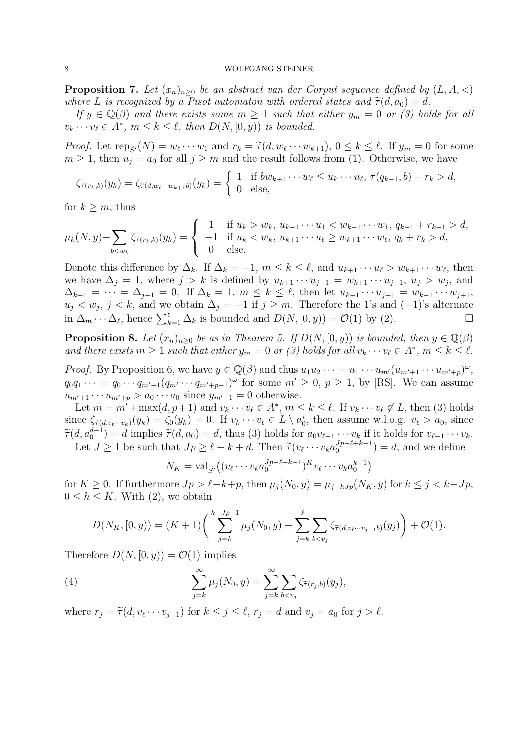**Proposition 7.** *Let $(x_n)_{n\geq 0}$ be an abstract van der Corput sequence defined by $(L, A, <)$ where $L$ is recognized by a Pisot automaton with ordered states and $\widetilde{\tau}(d, a_0) = d$.*

*If $y \in \mathbb{Q}(\beta)$ and there exists some $m \geq 1$ such that either $y_m = 0$ or (3) holds for all $v_k \cdots v_\ell \in A^*$, $m \leq k \leq \ell$, then $D(N, [0, y))$ is bounded.*

*Proof.* Let $\mathrm{rep}_{\widetilde{S}'}(N) = w_\ell \cdots w_1$ and $r_k = \widetilde{\tau}(d, w_\ell \cdots w_{k+1})$, $0 \leq k \leq \ell$. If $y_m = 0$ for some $m \geq 1$, then $u_j = a_0$ for all $j \geq m$ and the result follows from (1). Otherwise, we have

$$\zeta_{\widetilde{\tau}(r_k,b)}(y_k) = \zeta_{\widetilde{\tau}(d,w_\ell \cdots w_{k+1}b)}(y_k) = \begin{cases} 1 & \text{if } bw_{k+1} \cdots w_\ell \leq u_k \cdots u_\ell,\ \tau(q_{k-1}, b) + r_k > d, \\ 0 & \text{else,} \end{cases}$$

for $k \geq m$, thus

$$\mu_k(N, y) - \sum_{b<w_k} \zeta_{\widetilde{\tau}(r_k,b)}(y_k) = \begin{cases} 1 & \text{if } u_k > w_k,\ u_{k-1} \cdots u_1 < w_{k-1} \cdots w_1,\ q_{k-1} + r_{k-1} > d, \\ -1 & \text{if } u_k < w_k,\ u_{k+1} \cdots u_\ell \geq w_{k+1} \cdots w_\ell,\ q_k + r_k > d, \\ 0 & \text{else.} \end{cases}$$

Denote this difference by $\Delta_k$. If $\Delta_k = -1$, $m \leq k \leq \ell$, and $u_{k+1} \cdots u_\ell > w_{k+1} \cdots w_\ell$, then we have $\Delta_j = 1$, where $j > k$ is defined by $u_{k+1} \cdots u_{j-1} = w_{k+1} \cdots w_{j-1}$, $u_j > w_j$, and $\Delta_{k+1} = \cdots = \Delta_{j-1} = 0$. If $\Delta_k = 1$, $m \leq k \leq \ell$, then let $u_{k-1} \cdots u_{j+1} = w_{k-1} \cdots w_{j+1}$, $u_j < w_j$, $j < k$, and we obtain $\Delta_j = -1$ if $j \geq m$. Therefore the 1's and $(-1)$'s alternate in $\Delta_m \cdots \Delta_\ell$, hence $\sum_{k=1}^{\ell} \Delta_k$ is bounded and $D(N, [0, y)) = \mathcal{O}(1)$ by (2). $\square$

**Proposition 8.** *Let $(x_n)_{n\geq 0}$ be as in Theorem 5. If $D(N, [0, y))$ is bounded, then $y \in \mathbb{Q}(\beta)$ and there exists $m \geq 1$ such that either $y_m = 0$ or (3) holds for all $v_k \cdots v_\ell \in A^*$, $m \leq k \leq \ell$.*

*Proof.* By Proposition 6, we have $y \in \mathbb{Q}(\beta)$ and thus $u_1 u_2 \cdots = u_1 \cdots u_{m'}(u_{m'+1} \cdots u_{m'+p})^\omega$, $q_0 q_1 \cdots = q_0 \cdots q_{m'-1}(q_{m'} \cdots q_{m'+p-1})^\omega$ for some $m' \geq 0$, $p \geq 1$, by [RS]. We can assume $u_{m'+1} \cdots u_{m'+p} > a_0 \cdots a_0$ since $y_{m'+1} = 0$ otherwise.

Let $m = m' + \max(d, p+1)$ and $v_k \cdots v_\ell \in A^*$, $m \leq k \leq \ell$. If $v_k \cdots v_\ell \notin L$, then (3) holds since $\zeta_{\widetilde{\tau}(d,v_\ell \cdots v_k)}(y_k) = \zeta_0(y_k) = 0$. If $v_k \cdots v_\ell \in L \setminus a_0^*$, then assume w.l.o.g. $v_\ell > a_0$, since $\widetilde{\tau}(d, a_0^{d-1}) = d$ implies $\widetilde{\tau}(d, a_0) = d$, thus (3) holds for $a_0 v_{\ell-1} \cdots v_k$ if it holds for $v_{\ell-1} \cdots v_k$.

Let $J \geq 1$ be such that $Jp \geq \ell - k + d$. Then $\widetilde{\tau}(v_\ell \cdots v_k a_0^{Jp-\ell+k-1}) = d$, and we define

$$N_K = \mathrm{val}_{\widetilde{S}'}\big((v_\ell \cdots v_k a_0^{Jp-\ell+k-1})^K v_\ell \cdots v_k a_0^{k-1}\big)$$

for $K \geq 0$. If furthermore $Jp > \ell - k + p$, then $\mu_j(N_0, y) = \mu_{j+hJp}(N_K, y)$ for $k \leq j < k + Jp$, $0 \leq h \leq K$. With (2), we obtain

$$D(N_K, [0, y)) = (K+1)\bigg( \sum_{j=k}^{k+Jp-1} \mu_j(N_0, y) - \sum_{j=k}^{\ell} \sum_{b<v_j} \zeta_{\widetilde{\tau}(d,v_\ell \cdots v_{j+1}b)}(y_j) \bigg) + \mathcal{O}(1).$$

Therefore $D(N, [0, y)) = \mathcal{O}(1)$ implies

$$\sum_{j=k}^{\infty} \mu_j(N_0, y) = \sum_{j=k}^{\infty} \sum_{b<v_j} \zeta_{\widetilde{\tau}(r_j,b)}(y_j), \tag{4}$$

where $r_j = \widetilde{\tau}(d, v_\ell \cdots v_{j+1})$ for $k \leq j \leq \ell$, $r_j = d$ and $v_j = a_0$ for $j > \ell$.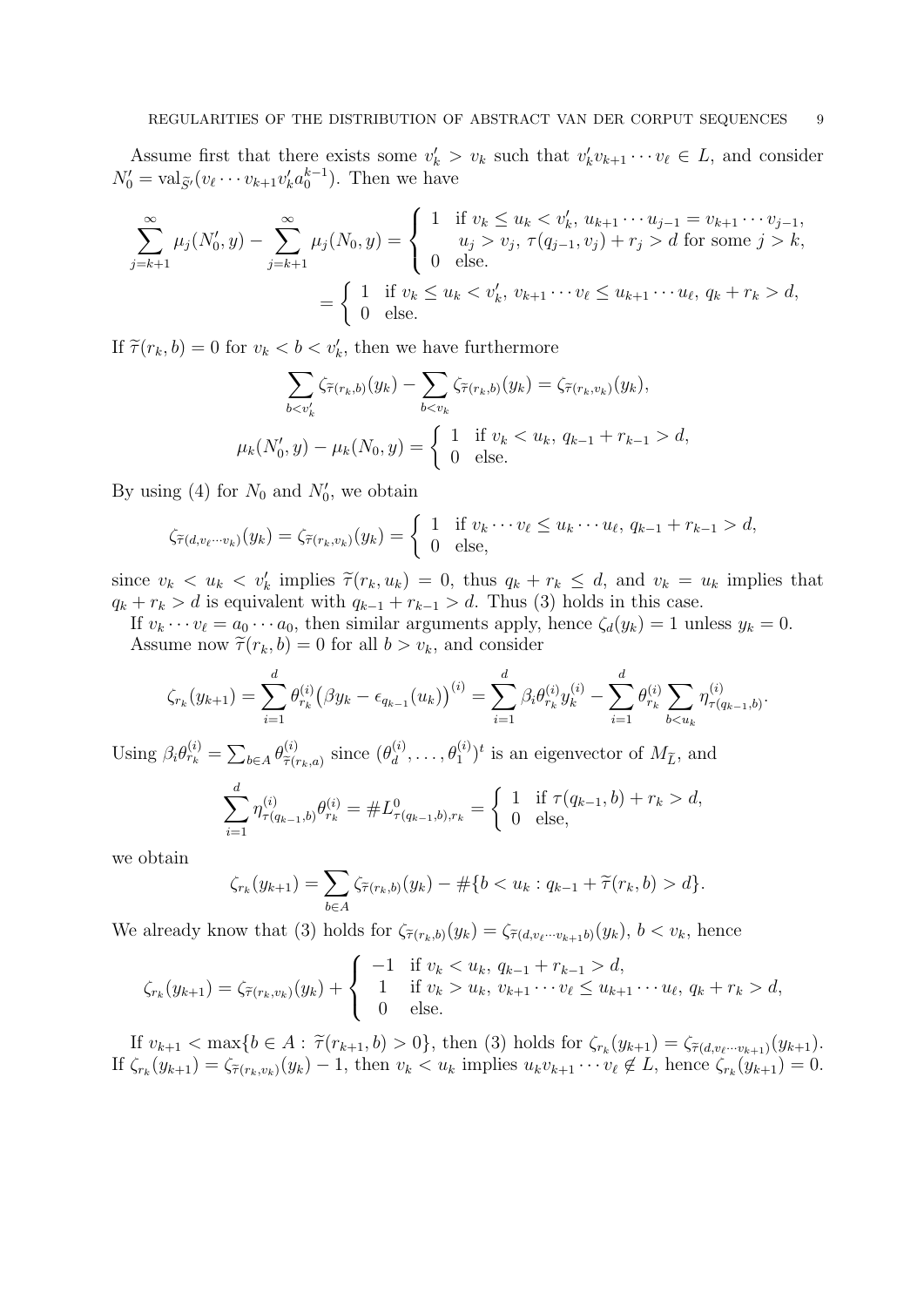Assume first that there exists some $v'_k > v_k$ such that $v'_k v_{k+1} \cdots v_\ell \in L$, and consider $N'_0 = \mathrm{val}_{\widetilde{S}'}(v_\ell \cdots v_{k+1} v'_k a_0^{k-1})$. Then we have

$$\sum_{j=k+1}^{\infty} \mu_j(N'_0, y) - \sum_{j=k+1}^{\infty} \mu_j(N_0, y) = \begin{cases} 1 & \text{if } v_k \le u_k < v'_k,\ u_{k+1} \cdots u_{j-1} = v_{k+1} \cdots v_{j-1}, \\ & \quad u_j > v_j,\ \tau(q_{j-1}, v_j) + r_j > d \text{ for some } j > k, \\ 0 & \text{else.} \end{cases}$$

$$= \begin{cases} 1 & \text{if } v_k \le u_k < v'_k,\ v_{k+1} \cdots v_\ell \le u_{k+1} \cdots u_\ell,\ q_k + r_k > d, \\ 0 & \text{else.} \end{cases}$$

If $\widetilde{\tau}(r_k, b) = 0$ for $v_k < b < v'_k$, then we have furthermore

$$\sum_{b < v'_k} \zeta_{\widetilde{\tau}(r_k, b)}(y_k) - \sum_{b < v_k} \zeta_{\widetilde{\tau}(r_k, b)}(y_k) = \zeta_{\widetilde{\tau}(r_k, v_k)}(y_k),$$

$$\mu_k(N'_0, y) - \mu_k(N_0, y) = \begin{cases} 1 & \text{if } v_k < u_k,\ q_{k-1} + r_{k-1} > d, \\ 0 & \text{else.} \end{cases}$$

By using (4) for $N_0$ and $N'_0$, we obtain

$$\zeta_{\widetilde{\tau}(d, v_\ell \cdots v_k)}(y_k) = \zeta_{\widetilde{\tau}(r_k, v_k)}(y_k) = \begin{cases} 1 & \text{if } v_k \cdots v_\ell \le u_k \cdots u_\ell,\ q_{k-1} + r_{k-1} > d, \\ 0 & \text{else,} \end{cases}$$

since $v_k < u_k < v'_k$ implies $\widetilde{\tau}(r_k, u_k) = 0$, thus $q_k + r_k \le d$, and $v_k = u_k$ implies that $q_k + r_k > d$ is equivalent with $q_{k-1} + r_{k-1} > d$. Thus (3) holds in this case.

If $v_k \cdots v_\ell = a_0 \cdots a_0$, then similar arguments apply, hence $\zeta_d(y_k) = 1$ unless $y_k = 0$.

Assume now $\widetilde{\tau}(r_k, b) = 0$ for all $b > v_k$, and consider

$$\zeta_{r_k}(y_{k+1}) = \sum_{i=1}^{d} \theta_{r_k}^{(i)} \big(\beta y_k - \epsilon_{q_{k-1}}(u_k)\big)^{(i)} = \sum_{i=1}^{d} \beta_i \theta_{r_k}^{(i)} y_k^{(i)} - \sum_{i=1}^{d} \theta_{r_k}^{(i)} \sum_{b < u_k} \eta_{\tau(q_{k-1}, b)}^{(i)}.$$

Using $\beta_i \theta_{r_k}^{(i)} = \sum_{b \in A} \theta_{\widetilde{\tau}(r_k, a)}^{(i)}$ since $(\theta_d^{(i)}, \ldots, \theta_1^{(i)})^t$ is an eigenvector of $M_{\widetilde{L}}$, and

$$\sum_{i=1}^{d} \eta_{\tau(q_{k-1}, b)}^{(i)} \theta_{r_k}^{(i)} = \# L^0_{\tau(q_{k-1}, b), r_k} = \begin{cases} 1 & \text{if } \tau(q_{k-1}, b) + r_k > d, \\ 0 & \text{else,} \end{cases}$$

we obtain

$$\zeta_{r_k}(y_{k+1}) = \sum_{b \in A} \zeta_{\widetilde{\tau}(r_k, b)}(y_k) - \#\{b < u_k : q_{k-1} + \widetilde{\tau}(r_k, b) > d\}.$$

We already know that (3) holds for $\zeta_{\widetilde{\tau}(r_k, b)}(y_k) = \zeta_{\widetilde{\tau}(d, v_\ell \cdots v_{k+1} b)}(y_k)$, $b < v_k$, hence

$$\zeta_{r_k}(y_{k+1}) = \zeta_{\widetilde{\tau}(r_k, v_k)}(y_k) + \begin{cases} -1 & \text{if } v_k < u_k,\ q_{k-1} + r_{k-1} > d, \\ 1 & \text{if } v_k > u_k,\ v_{k+1} \cdots v_\ell \le u_{k+1} \cdots u_\ell,\ q_k + r_k > d, \\ 0 & \text{else.} \end{cases}$$

If $v_{k+1} < \max\{b \in A : \widetilde{\tau}(r_{k+1}, b) > 0\}$, then (3) holds for $\zeta_{r_k}(y_{k+1}) = \zeta_{\widetilde{\tau}(d, v_\ell \cdots v_{k+1})}(y_{k+1})$. If $\zeta_{r_k}(y_{k+1}) = \zeta_{\widetilde{\tau}(r_k, v_k)}(y_k) - 1$, then $v_k < u_k$ implies $u_k v_{k+1} \cdots v_\ell \notin L$, hence $\zeta_{r_k}(y_{k+1}) = 0$.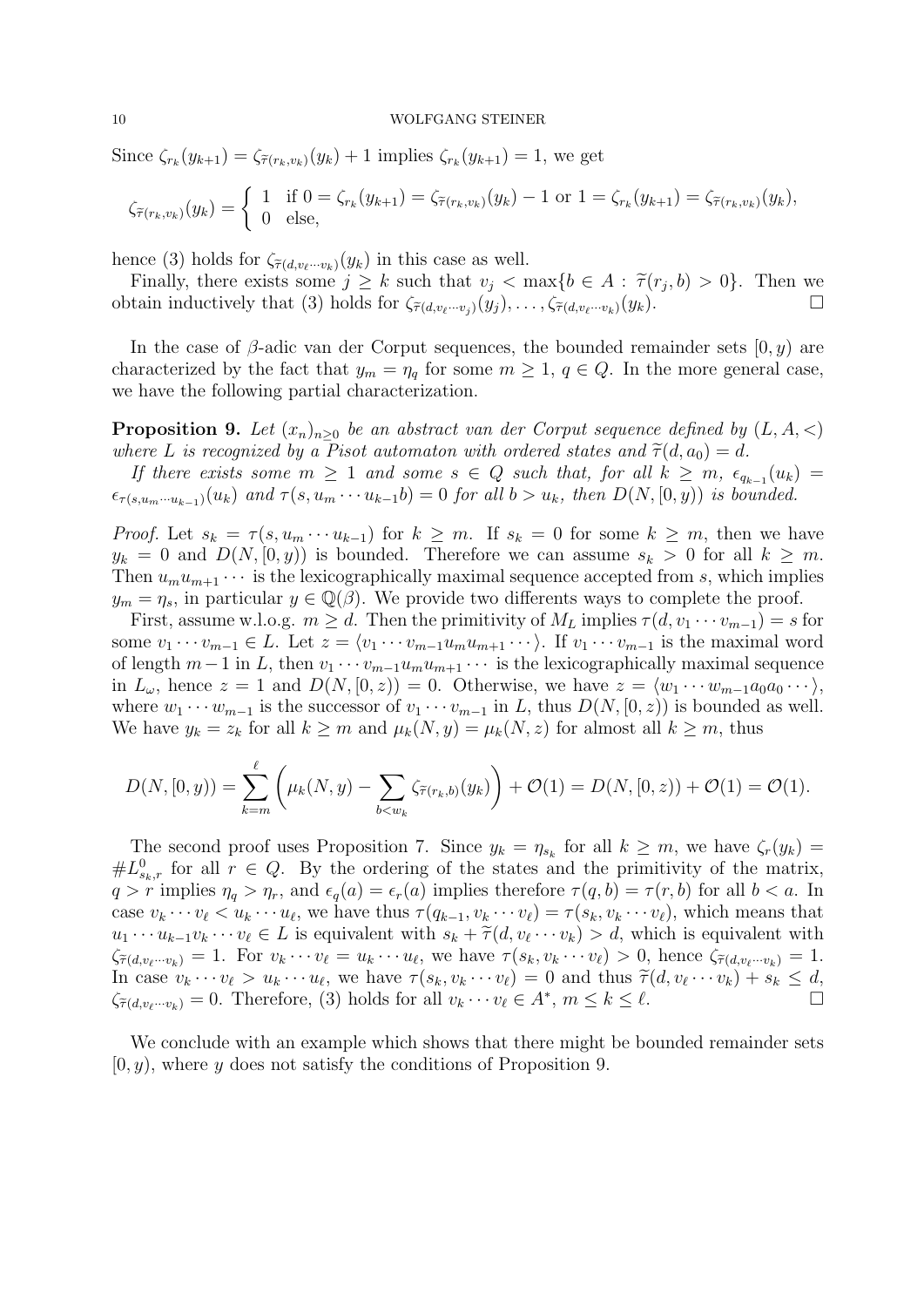Since $\zeta_{r_k}(y_{k+1}) = \zeta_{\widetilde{\tau}(r_k,v_k)}(y_k) + 1$ implies $\zeta_{r_k}(y_{k+1}) = 1$, we get

$$\zeta_{\widetilde{\tau}(r_k,v_k)}(y_k) = \begin{cases} 1 & \text{if } 0 = \zeta_{r_k}(y_{k+1}) = \zeta_{\widetilde{\tau}(r_k,v_k)}(y_k) - 1 \text{ or } 1 = \zeta_{r_k}(y_{k+1}) = \zeta_{\widetilde{\tau}(r_k,v_k)}(y_k), \\ 0 & \text{else,} \end{cases}$$

hence (3) holds for $\zeta_{\widetilde{\tau}(d,v_\ell\cdots v_k)}(y_k)$ in this case as well.

Finally, there exists some $j \geq k$ such that $v_j < \max\{b \in A : \widetilde{\tau}(r_j, b) > 0\}$. Then we obtain inductively that (3) holds for $\zeta_{\widetilde{\tau}(d,v_\ell\cdots v_j)}(y_j), \ldots, \zeta_{\widetilde{\tau}(d,v_\ell\cdots v_k)}(y_k)$. $\square$

In the case of $\beta$-adic van der Corput sequences, the bounded remainder sets $[0, y)$ are characterized by the fact that $y_m = \eta_q$ for some $m \geq 1$, $q \in Q$. In the more general case, we have the following partial characterization.

**Proposition 9.** *Let $(x_n)_{n\geq 0}$ be an abstract van der Corput sequence defined by $(L, A, <)$ where $L$ is recognized by a Pisot automaton with ordered states and $\widetilde{\tau}(d, a_0) = d$.*

*If there exists some $m \geq 1$ and some $s \in Q$ such that, for all $k \geq m$, $\epsilon_{q_{k-1}}(u_k) = \epsilon_{\tau(s,u_m\cdots u_{k-1})}(u_k)$ and $\tau(s, u_m \cdots u_{k-1}b) = 0$ for all $b > u_k$, then $D(N, [0, y))$ is bounded.*

*Proof.* Let $s_k = \tau(s, u_m \cdots u_{k-1})$ for $k \geq m$. If $s_k = 0$ for some $k \geq m$, then we have $y_k = 0$ and $D(N, [0, y))$ is bounded. Therefore we can assume $s_k > 0$ for all $k \geq m$. Then $u_m u_{m+1} \cdots$ is the lexicographically maximal sequence accepted from $s$, which implies $y_m = \eta_s$, in particular $y \in \mathbb{Q}(\beta)$. We provide two differents ways to complete the proof.

First, assume w.l.o.g. $m \geq d$. Then the primitivity of $M_L$ implies $\tau(d, v_1 \cdots v_{m-1}) = s$ for some $v_1 \cdots v_{m-1} \in L$. Let $z = \langle v_1 \cdots v_{m-1} u_m u_{m+1} \cdots \rangle$. If $v_1 \cdots v_{m-1}$ is the maximal word of length $m-1$ in $L$, then $v_1 \cdots v_{m-1} u_m u_{m+1} \cdots$ is the lexicographically maximal sequence in $L_\omega$, hence $z = 1$ and $D(N, [0, z)) = 0$. Otherwise, we have $z = \langle w_1 \cdots w_{m-1} a_0 a_0 \cdots \rangle$, where $w_1 \cdots w_{m-1}$ is the successor of $v_1 \cdots v_{m-1}$ in $L$, thus $D(N, [0, z))$ is bounded as well. We have $y_k = z_k$ for all $k \geq m$ and $\mu_k(N, y) = \mu_k(N, z)$ for almost all $k \geq m$, thus

$$D(N, [0, y)) = \sum_{k=m}^{\ell} \left( \mu_k(N, y) - \sum_{b < w_k} \zeta_{\widetilde{\tau}(r_k,b)}(y_k) \right) + \mathcal{O}(1) = D(N, [0, z)) + \mathcal{O}(1) = \mathcal{O}(1).$$

The second proof uses Proposition 7. Since $y_k = \eta_{s_k}$ for all $k \geq m$, we have $\zeta_r(y_k) = \#L^0_{s_k,r}$ for all $r \in Q$. By the ordering of the states and the primitivity of the matrix, $q > r$ implies $\eta_q > \eta_r$, and $\epsilon_q(a) = \epsilon_r(a)$ implies therefore $\tau(q, b) = \tau(r, b)$ for all $b < a$. In case $v_k \cdots v_\ell < u_k \cdots u_\ell$, we have thus $\tau(q_{k-1}, v_k \cdots v_\ell) = \tau(s_k, v_k \cdots v_\ell)$, which means that $u_1 \cdots u_{k-1} v_k \cdots v_\ell \in L$ is equivalent with $s_k + \widetilde{\tau}(d, v_\ell \cdots v_k) > d$, which is equivalent with $\zeta_{\widetilde{\tau}(d,v_\ell\cdots v_k)} = 1$. For $v_k \cdots v_\ell = u_k \cdots u_\ell$, we have $\tau(s_k, v_k \cdots v_\ell) > 0$, hence $\zeta_{\widetilde{\tau}(d,v_\ell\cdots v_k)} = 1$. In case $v_k \cdots v_\ell > u_k \cdots u_\ell$, we have $\tau(s_k, v_k \cdots v_\ell) = 0$ and thus $\widetilde{\tau}(d, v_\ell \cdots v_k) + s_k \leq d$, $\zeta_{\widetilde{\tau}(d,v_\ell\cdots v_k)} = 0$. Therefore, (3) holds for all $v_k \cdots v_\ell \in A^*$, $m \leq k \leq \ell$. $\square$

We conclude with an example which shows that there might be bounded remainder sets $[0, y)$, where $y$ does not satisfy the conditions of Proposition 9.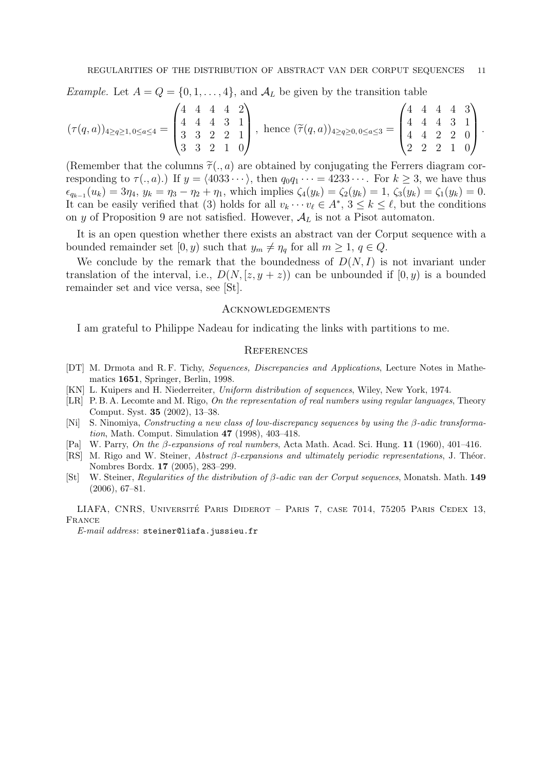*Example.* Let $A = Q = \{0, 1, \dots, 4\}$, and $\mathcal{A}_L$ be given by the transition table

$$(\tau(q,a))_{4 \ge q \ge 1,\, 0 \le a \le 4} = \begin{pmatrix} 4 & 4 & 4 & 4 & 2 \\ 4 & 4 & 4 & 3 & 1 \\ 3 & 3 & 2 & 2 & 1 \\ 3 & 3 & 2 & 1 & 0 \end{pmatrix}, \text{ hence } (\widetilde{\tau}(q,a))_{4 \ge q \ge 0,\, 0 \le a \le 3} = \begin{pmatrix} 4 & 4 & 4 & 4 & 3 \\ 4 & 4 & 4 & 3 & 1 \\ 4 & 4 & 2 & 2 & 0 \\ 2 & 2 & 2 & 1 & 0 \end{pmatrix}.$$

(Remember that the columns $\widetilde{\tau}(.,a)$ are obtained by conjugating the Ferrers diagram corresponding to $\tau(.,a)$.) If $y = \langle 4033 \cdots \rangle$, then $q_0 q_1 \cdots = 4233 \cdots$. For $k \ge 3$, we have thus $\epsilon_{q_{k-1}}(u_k) = 3\eta_4$, $y_k = \eta_3 - \eta_2 + \eta_1$, which implies $\zeta_4(y_k) = \zeta_2(y_k) = 1$, $\zeta_3(y_k) = \zeta_1(y_k) = 0$. It can be easily verified that (3) holds for all $v_k \cdots v_\ell \in A^*$, $3 \le k \le \ell$, but the conditions on $y$ of Proposition 9 are not satisfied. However, $\mathcal{A}_L$ is not a Pisot automaton.

It is an open question whether there exists an abstract van der Corput sequence with a bounded remainder set $[0, y)$ such that $y_m \ne \eta_q$ for all $m \ge 1$, $q \in Q$.

We conclude by the remark that the boundedness of $D(N, I)$ is not invariant under translation of the interval, i.e., $D(N, [z, y+z))$ can be unbounded if $[0, y)$ is a bounded remainder set and vice versa, see [St].

## Acknowledgements

I am grateful to Philippe Nadeau for indicating the links with partitions to me.

## References

- [DT] M. Drmota and R. F. Tichy, *Sequences, Discrepancies and Applications*, Lecture Notes in Mathematics **1651**, Springer, Berlin, 1998.
- [KN] L. Kuipers and H. Niederreiter, *Uniform distribution of sequences*, Wiley, New York, 1974.
- [LR] P. B. A. Lecomte and M. Rigo, *On the representation of real numbers using regular languages*, Theory Comput. Syst. **35** (2002), 13–38.
- [Ni] S. Ninomiya, *Constructing a new class of low-discrepancy sequences by using the β-adic transformation*, Math. Comput. Simulation **47** (1998), 403–418.
- [Pa] W. Parry, *On the β-expansions of real numbers*, Acta Math. Acad. Sci. Hung. **11** (1960), 401–416.
- [RS] M. Rigo and W. Steiner, *Abstract β-expansions and ultimately periodic representations*, J. Théor. Nombres Bordx. **17** (2005), 283–299.
- [St] W. Steiner, *Regularities of the distribution of β-adic van der Corput sequences*, Monatsh. Math. **149** (2006), 67–81.

LIAFA, CNRS, Université Paris Diderot – Paris 7, case 7014, 75205 Paris Cedex 13, France

*E-mail address*: steiner@liafa.jussieu.fr